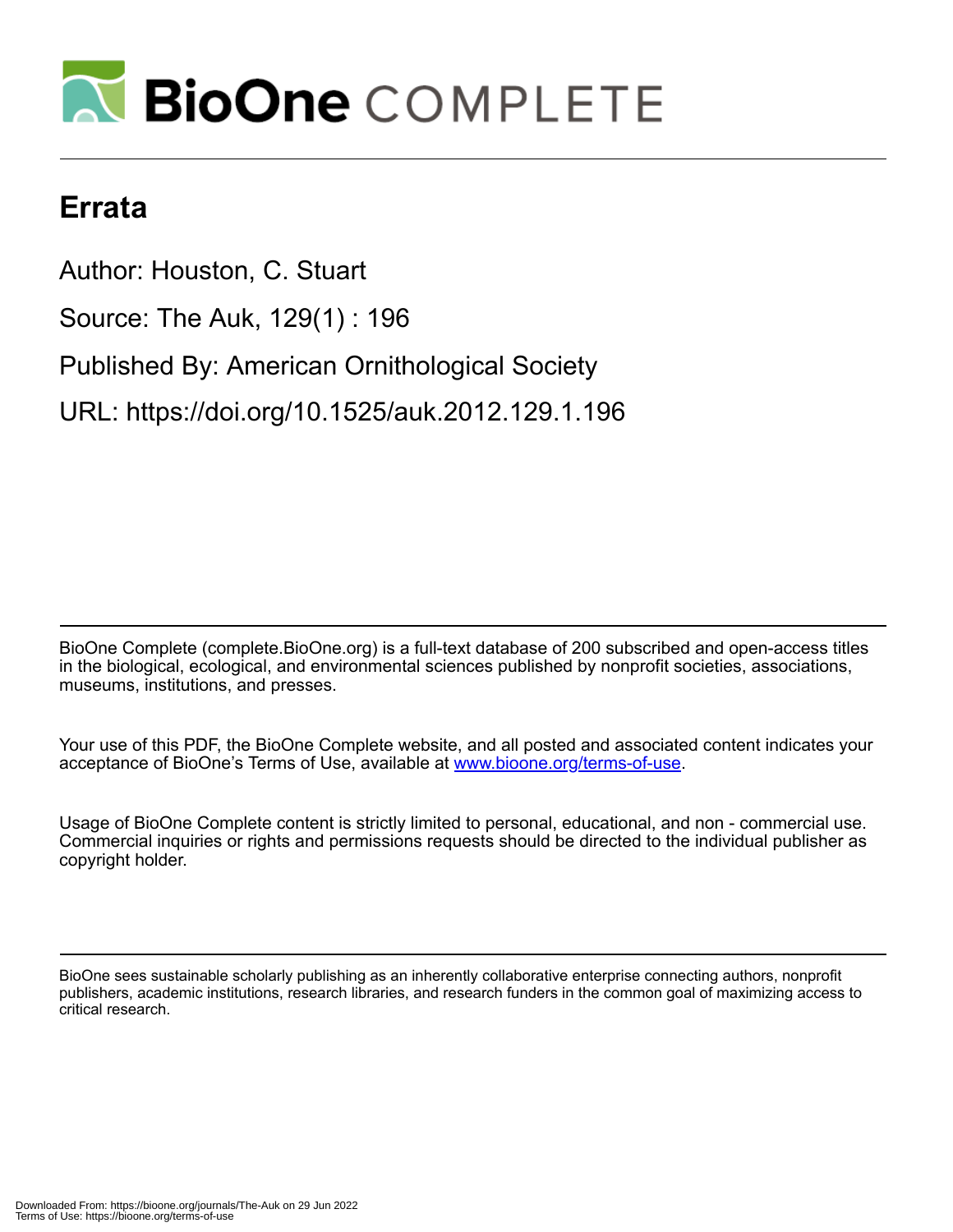# Errata

Author: Houston, C. Stuart

Source: The Auk, 129(1) : 196

Published By: American Ornithological Society

URL: https://doi.org/10.1525/auk.2012.129.1.196

BioOne Complete (complete.BioOne.org) is a full-text database of 200 subscribed and open-access titles in the biological, ecological, and environmental sciences published by nonprofit societies, associations, museums, institutions, and presses.

Your use of this PDF, the BioOne Complete website, and all posted and associated content indicates your acceptance of BioOne's Terms of Use, available at www.bioone.org/terms-of-use.

Usage of BioOne Complete content is strictly limited to personal, educational, and non - commercial use. Commercial inquiries or rights and permissions requests should be directed to the individual publisher as copyright holder.

BioOne sees sustainable scholarly publishing as an inherently collaborative enterprise connecting authors, nonprofit publishers, academic institutions, research libraries, and research funders in the common goal of maximizing access to critical research.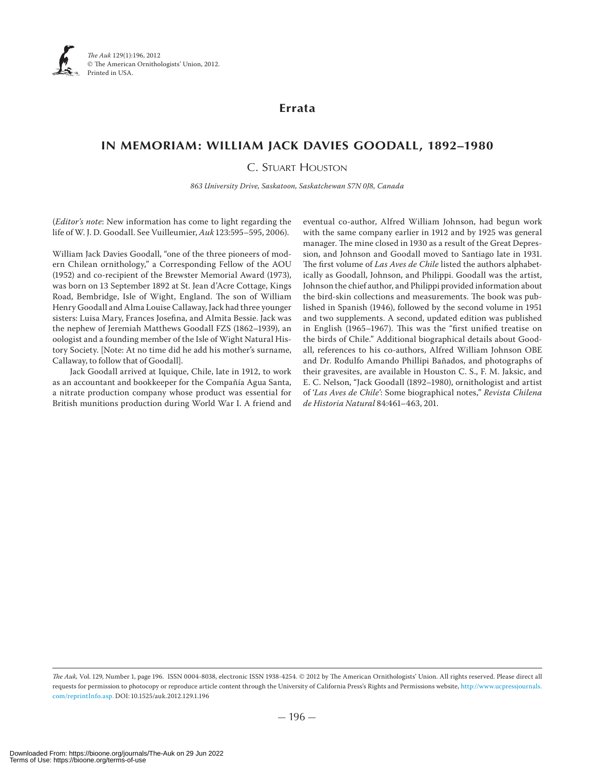# Errata

## IN MEMORIAM: WILLIAM JACK DAVIES GOODALL, 1892–1980

C. Stuart Houston

*863 University Drive, Saskatoon, Saskatchewan S7N 0J8, Canada*

(*Editor's note*: New information has come to light regarding the life of W. J. D. Goodall. See Vuilleumier, *Auk* 123:595–595, 2006).

William Jack Davies Goodall, "one of the three pioneers of modern Chilean ornithology," a Corresponding Fellow of the AOU (1952) and co-recipient of the Brewster Memorial Award (1973), was born on 13 September 1892 at St. Jean d'Acre Cottage, Kings Road, Bembridge, Isle of Wight, England. The son of William Henry Goodall and Alma Louise Callaway, Jack had three younger sisters: Luisa Mary, Frances Josefina, and Almita Bessie. Jack was the nephew of Jeremiah Matthews Goodall FZS (1862–1939), an oologist and a founding member of the Isle of Wight Natural History Society. [Note: At no time did he add his mother's surname, Callaway, to follow that of Goodall].

Jack Goodall arrived at Iquique, Chile, late in 1912, to work as an accountant and bookkeeper for the Compañía Agua Santa, a nitrate production company whose product was essential for British munitions production during World War I. A friend and eventual co-author, Alfred William Johnson, had begun work with the same company earlier in 1912 and by 1925 was general manager. The mine closed in 1930 as a result of the Great Depression, and Johnson and Goodall moved to Santiago late in 1931. The first volume of *Las Aves de Chile* listed the authors alphabetically as Goodall, Johnson, and Philippi. Goodall was the artist, Johnson the chief author, and Philippi provided information about the bird-skin collections and measurements. The book was published in Spanish (1946), followed by the second volume in 1951 and two supplements. A second, updated edition was published in English (1965–1967). This was the "first unified treatise on the birds of Chile." Additional biographical details about Goodall, references to his co-authors, Alfred William Johnson OBE and Dr. Rodulfo Amando Phillipi Bañados, and photographs of their gravesites, are available in Houston C. S., F. M. Jaksic, and E. C. Nelson, "Jack Goodall (1892–1980), ornithologist and artist of '*Las Aves de Chile*': Some biographical notes," *Revista Chilena de Historia Natural* 84:461–463, 201.